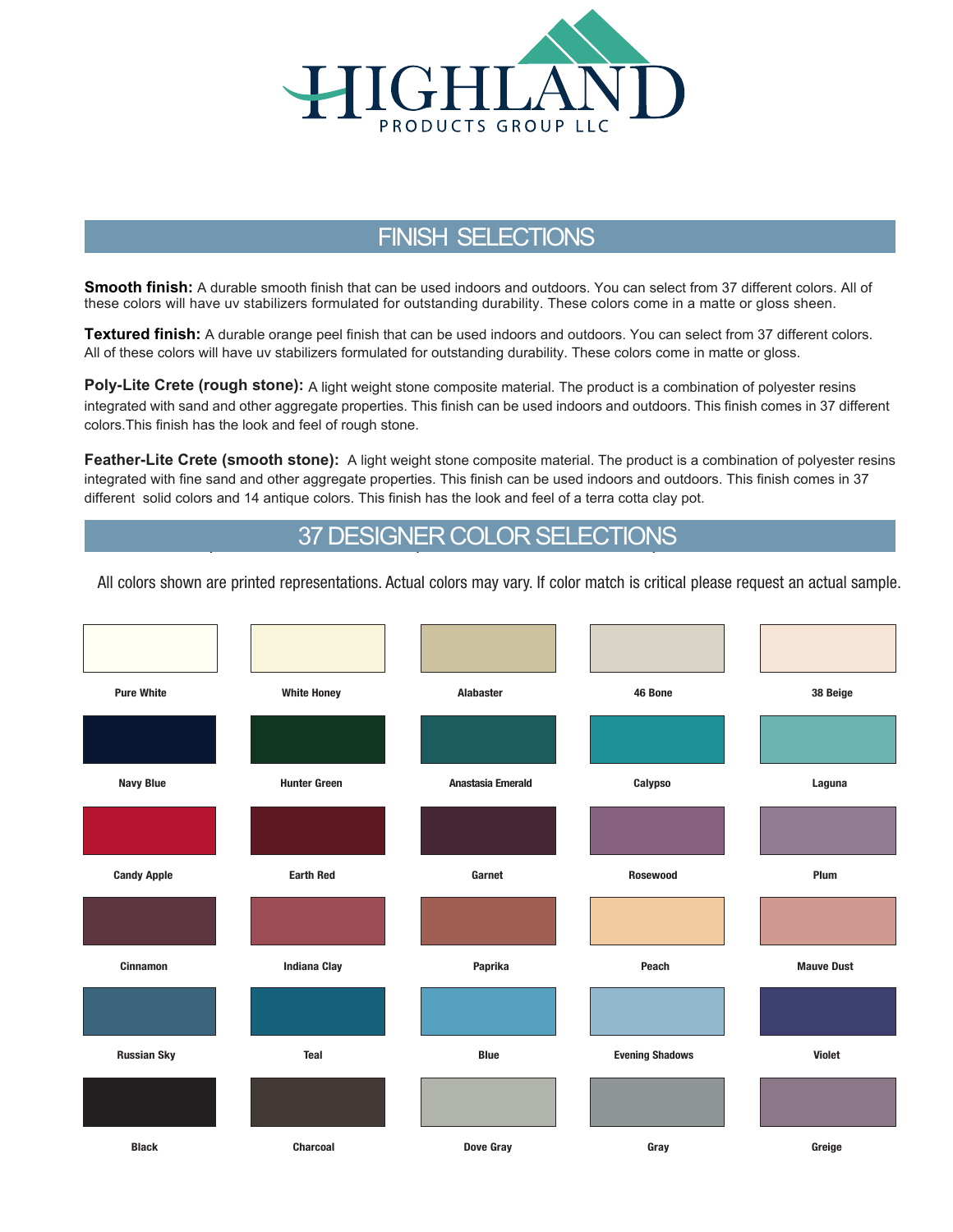# HIGHLAND

PRODUCTS GROUP LLC

## FINISH SELECTIONS

**Smooth finish:** A durable smooth finish that can be used indoors and outdoors. You can select from 37 different colors. All of these colors will have uv stabilizers formulated for outstanding durability. These colors come in a matte or gloss sheen.

**Textured finish:** A durable orange peel finish that can be used indoors and outdoors. You can select from 37 different colors. All of these colors will have uv stabilizers formulated for outstanding durability. These colors come in matte or gloss.

**Poly-Lite Crete (rough stone):** A light weight stone composite material. The product is a combination of polyester resins integrated with sand and other aggregate properties. This finish can be used indoors and outdoors. This finish comes in 37 different colors.This finish has the look and feel of rough stone.

**Feather-Lite Crete (smooth stone):** A light weight stone composite material. The product is a combination of polyester resins integrated with fine sand and other aggregate properties. This finish can be used indoors and outdoors. This finish comes in 37 different solid colors and 14 antique colors. This finish has the look and feel of a terra cotta clay pot.

## 37 DESIGNER COLOR SELECTIONS

All colors shown are printed representations. Actual colors may vary. If color match is critical please request an actual sample.

| | | | | |
|---|---|---|---|---|
| Pure White | White Honey | Alabaster | 46 Bone | 38 Beige |
| Navy Blue | Hunter Green | Anastasia Emerald | Calypso | Laguna |
| Candy Apple | Earth Red | Garnet | Rosewood | Plum |
| Cinnamon | Indiana Clay | Paprika | Peach | Mauve Dust |
| Russian Sky | Teal | Blue | Evening Shadows | Violet |
| Black | Charcoal | Dove Gray | Gray | Greige |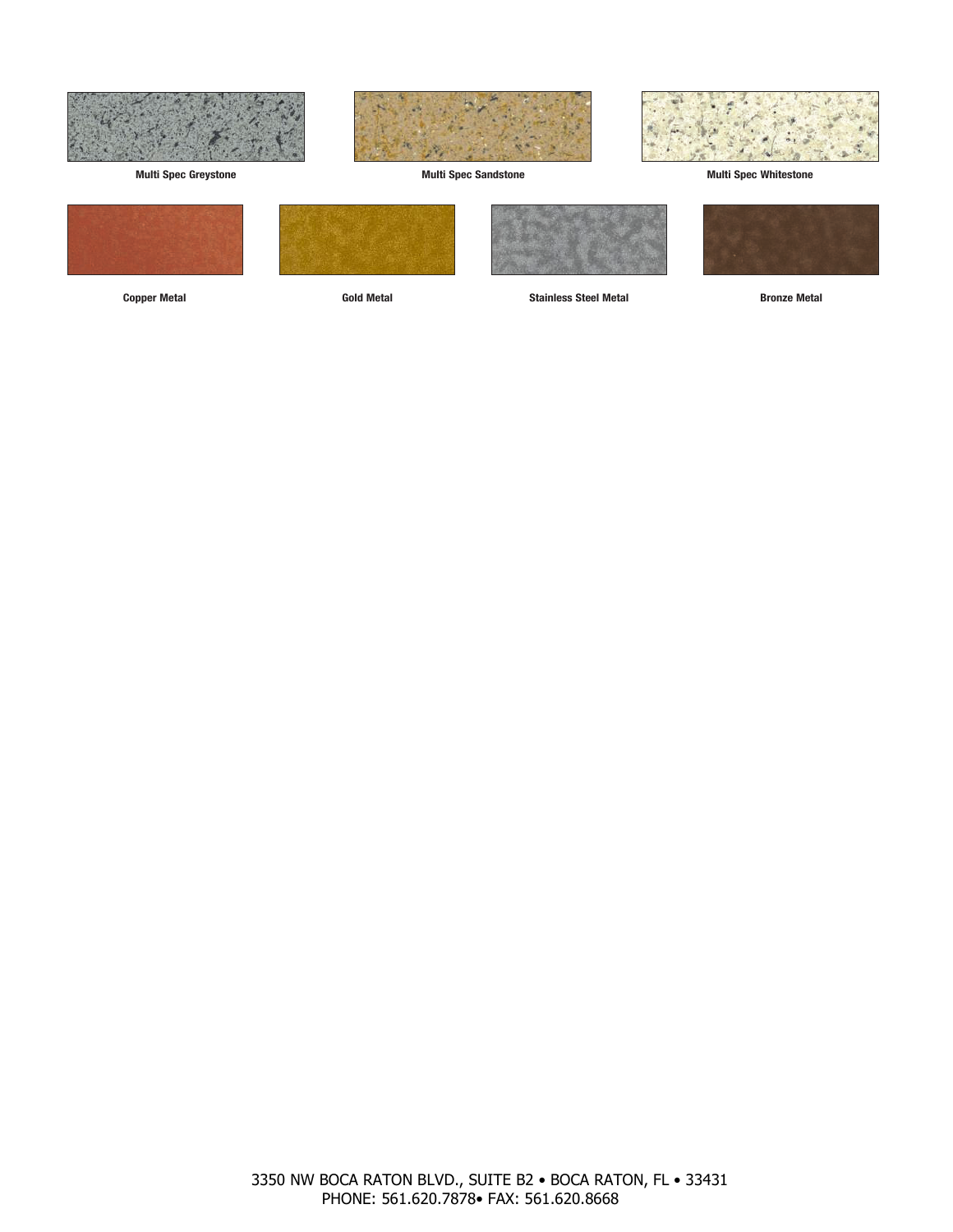Multi Spec Greystone

Multi Spec Sandstone

Multi Spec Whitestone

Copper Metal

Gold Metal

Stainless Steel Metal

Bronze Metal

3350 NW BOCA RATON BLVD., SUITE B2 • BOCA RATON, FL • 33431
PHONE: 561.620.7878• FAX: 561.620.8668